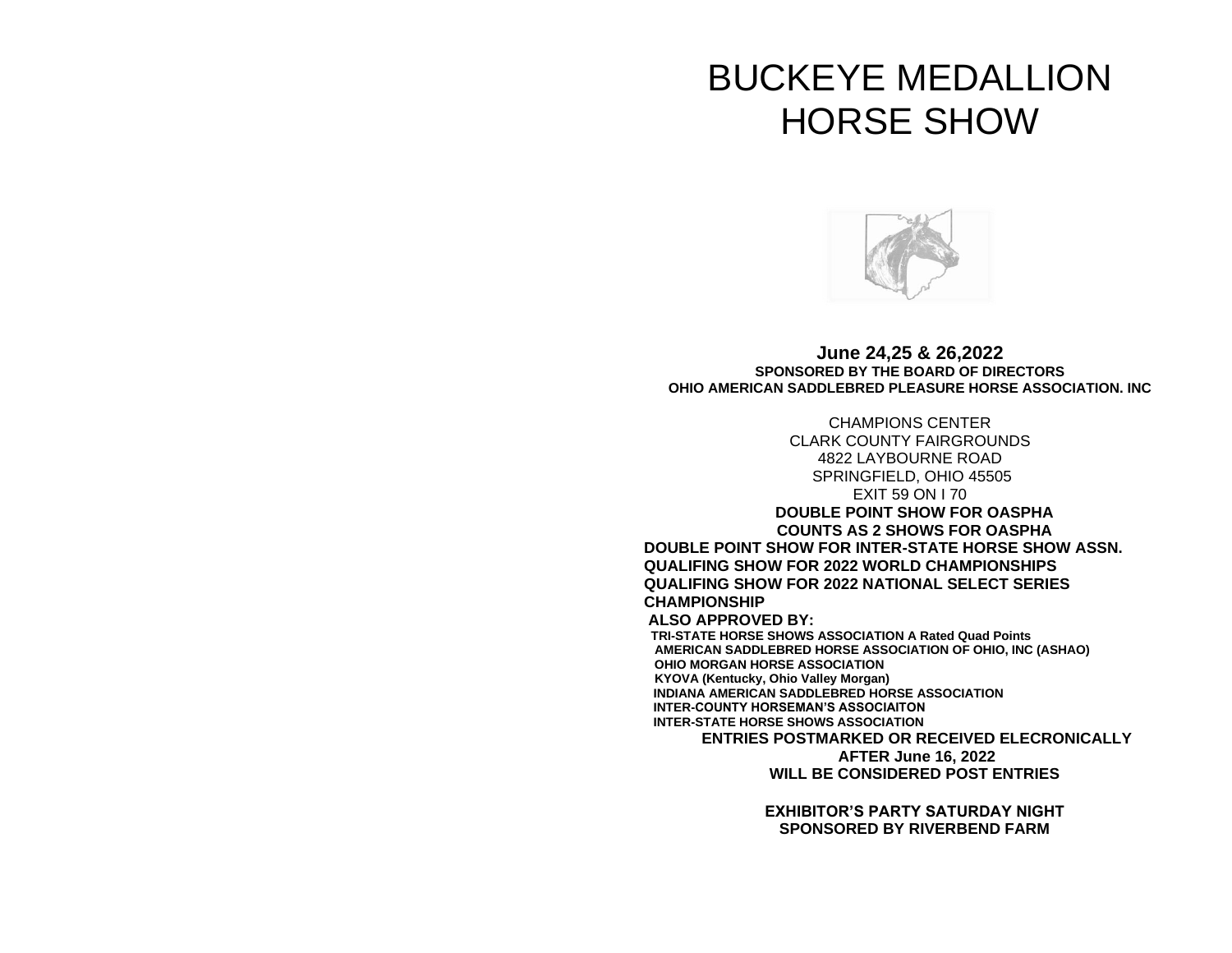# BUCKEYE MEDALLION HORSE SHOW

**June 24,25 & 26,2022**

**SPONSORED BY THE BOARD OF DIRECTORS**

**OHIO AMERICAN SADDLEBRED PLEASURE HORSE ASSOCIATION. INC**

CHAMPIONS CENTER
CLARK COUNTY FAIRGROUNDS
4822 LAYBOURNE ROAD
SPRINGFIELD, OHIO 45505
EXIT 59 ON I 70

**DOUBLE POINT SHOW FOR OASPHA**

**COUNTS AS 2 SHOWS FOR OASPHA**

**DOUBLE POINT SHOW FOR INTER-STATE HORSE SHOW ASSN.**

**QUALIFING SHOW FOR 2022 WORLD CHAMPIONSHIPS**

**QUALIFING SHOW FOR 2022 NATIONAL SELECT SERIES CHAMPIONSHIP**

**ALSO APPROVED BY:**

**TRI-STATE HORSE SHOWS ASSOCIATION A Rated Quad Points**
**AMERICAN SADDLEBRED HORSE ASSOCIATION OF OHIO, INC (ASHAO)**
**OHIO MORGAN HORSE ASSOCIATION**
**KYOVA (Kentucky, Ohio Valley Morgan)**
**INDIANA AMERICAN SADDLEBRED HORSE ASSOCIATION**
**INTER-COUNTY HORSEMAN'S ASSOCIAITON**
**INTER-STATE HORSE SHOWS ASSOCIATION**

**ENTRIES POSTMARKED OR RECEIVED ELECRONICALLY AFTER June 16, 2022 WILL BE CONSIDERED POST ENTRIES**

**EXHIBITOR'S PARTY SATURDAY NIGHT**
**SPONSORED BY RIVERBEND FARM**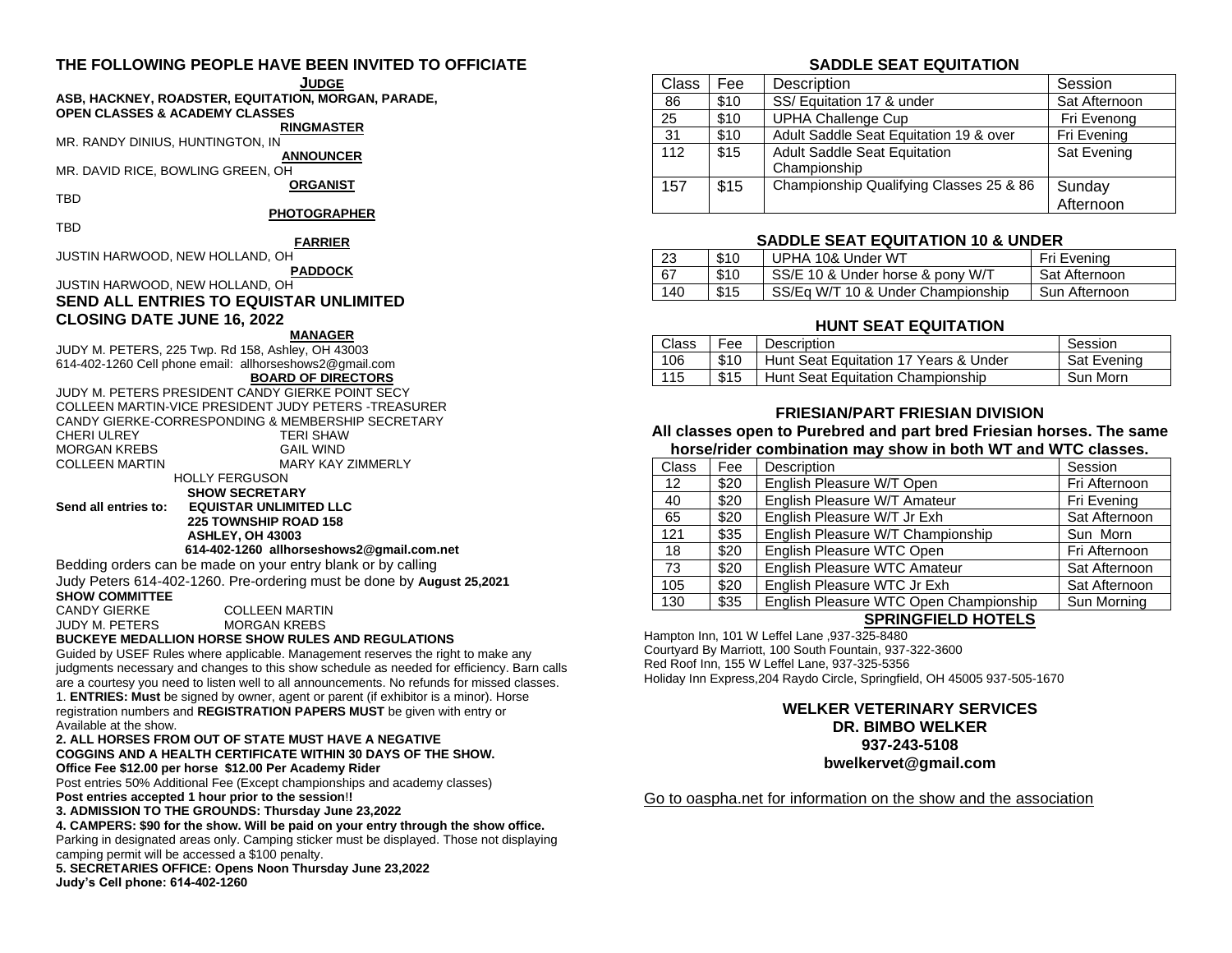## THE FOLLOWING PEOPLE HAVE BEEN INVITED TO OFFICIATE

**JUDGE**

**ASB, HACKNEY, ROADSTER, EQUITATION, MORGAN, PARADE, OPEN CLASSES & ACADEMY CLASSES**

**RINGMASTER**

MR. RANDY DINIUS, HUNTINGTON, IN

**ANNOUNCER**

MR. DAVID RICE, BOWLING GREEN, OH

**ORGANIST**

TBD

**PHOTOGRAPHER**

TBD

**FARRIER**

JUSTIN HARWOOD, NEW HOLLAND, OH

**PADDOCK**

JUSTIN HARWOOD, NEW HOLLAND, OH

## SEND ALL ENTRIES TO EQUISTAR UNLIMITED

## CLOSING DATE JUNE 16, 2022

**MANAGER**

JUDY M. PETERS, 225 Twp. Rd 158, Ashley, OH 43003
614-402-1260 Cell phone email: allhorseshows2@gmail.com

**BOARD OF DIRECTORS**

JUDY M. PETERS PRESIDENT CANDY GIERKE POINT SECY
COLLEEN MARTIN-VICE PRESIDENT JUDY PETERS -TREASURER
CANDY GIERKE-CORRESPONDING & MEMBERSHIP SECRETARY
CHERI ULREY TERI SHAW
MORGAN KREBS GAIL WIND
COLLEEN MARTIN MARY KAY ZIMMERLY
HOLLY FERGUSON

**SHOW SECRETARY**

**Send all entries to: EQUISTAR UNLIMITED LLC**
**225 TOWNSHIP ROAD 158**
**ASHLEY, OH 43003**
**614-402-1260 allhorseshows2@gmail.com.net**

Bedding orders can be made on your entry blank or by calling Judy Peters 614-402-1260. Pre-ordering must be done by **August 25,2021**

**SHOW COMMITTEE**

CANDY GIERKE COLLEEN MARTIN
JUDY M. PETERS MORGAN KREBS

**BUCKEYE MEDALLION HORSE SHOW RULES AND REGULATIONS**

Guided by USEF Rules where applicable. Management reserves the right to make any judgments necessary and changes to this show schedule as needed for efficiency. Barn calls are a courtesy you need to listen well to all announcements. No refunds for missed classes.

1. **ENTRIES: Must** be signed by owner, agent or parent (if exhibitor is a minor). Horse registration numbers and **REGISTRATION PAPERS MUST** be given with entry or Available at the show.

**2. ALL HORSES FROM OUT OF STATE MUST HAVE A NEGATIVE COGGINS AND A HEALTH CERTIFICATE WITHIN 30 DAYS OF THE SHOW.**

**Office Fee $12.00 per horse $12.00 Per Academy Rider**

Post entries 50% Additional Fee (Except championships and academy classes)

**Post entries accepted 1 hour prior to the session!!**

**3. ADMISSION TO THE GROUNDS: Thursday June 23,2022**

**4. CAMPERS: $90 for the show. Will be paid on your entry through the show office.** Parking in designated areas only. Camping sticker must be displayed. Those not displaying camping permit will be accessed a $100 penalty.

**5. SECRETARIES OFFICE: Opens Noon Thursday June 23,2022**

**Judy's Cell phone: 614-402-1260**

### SADDLE SEAT EQUITATION

| Class | Fee | Description | Session |
|---|---|---|---|
| 86 | $10 | SS/ Equitation 17 & under | Sat Afternoon |
| 25 | $10 | UPHA Challenge Cup | Fri Evenong |
| 31 | $10 | Adult Saddle Seat Equitation 19 & over | Fri Evening |
| 112 | $15 | Adult Saddle Seat Equitation Championship | Sat Evening |
| 157 | $15 | Championship Qualifying Classes 25 & 86 | Sunday Afternoon |

### SADDLE SEAT EQUITATION 10 & UNDER

| Class | Fee | Description | Session |
|---|---|---|---|
| 23 | $10 | UPHA 10& Under WT | Fri Evening |
| 67 | $10 | SS/E 10 & Under horse & pony W/T | Sat Afternoon |
| 140 | $15 | SS/Eq W/T 10 & Under Championship | Sun Afternoon |

### HUNT SEAT EQUITATION

| Class | Fee | Description | Session |
|---|---|---|---|
| 106 | $10 | Hunt Seat Equitation 17 Years & Under | Sat Evening |
| 115 | $15 | Hunt Seat Equitation Championship | Sun Morn |

### FRIESIAN/PART FRIESIAN DIVISION

**All classes open to Purebred and part bred Friesian horses. The same horse/rider combination may show in both WT and WTC classes.**

| Class | Fee | Description | Session |
|---|---|---|---|
| 12 | $20 | English Pleasure W/T Open | Fri Afternoon |
| 40 | $20 | English Pleasure W/T Amateur | Fri Evening |
| 65 | $20 | English Pleasure W/T Jr Exh | Sat Afternoon |
| 121 | $35 | English Pleasure W/T Championship | Sun Morn |
| 18 | $20 | English Pleasure WTC Open | Fri Afternoon |
| 73 | $20 | English Pleasure WTC Amateur | Sat Afternoon |
| 105 | $20 | English Pleasure WTC Jr Exh | Sat Afternoon |
| 130 | $35 | English Pleasure WTC Open Championship | Sun Morning |

### SPRINGFIELD HOTELS

Hampton Inn, 101 W Leffel Lane ,937-325-8480
Courtyard By Marriott, 100 South Fountain, 937-322-3600
Red Roof Inn, 155 W Leffel Lane, 937-325-5356
Holiday Inn Express,204 Raydo Circle, Springfield, OH 45005 937-505-1670

**WELKER VETERINARY SERVICES**
**DR. BIMBO WELKER**
**937-243-5108**
**bwelkervet@gmail.com**

Go to oaspha.net for information on the show and the association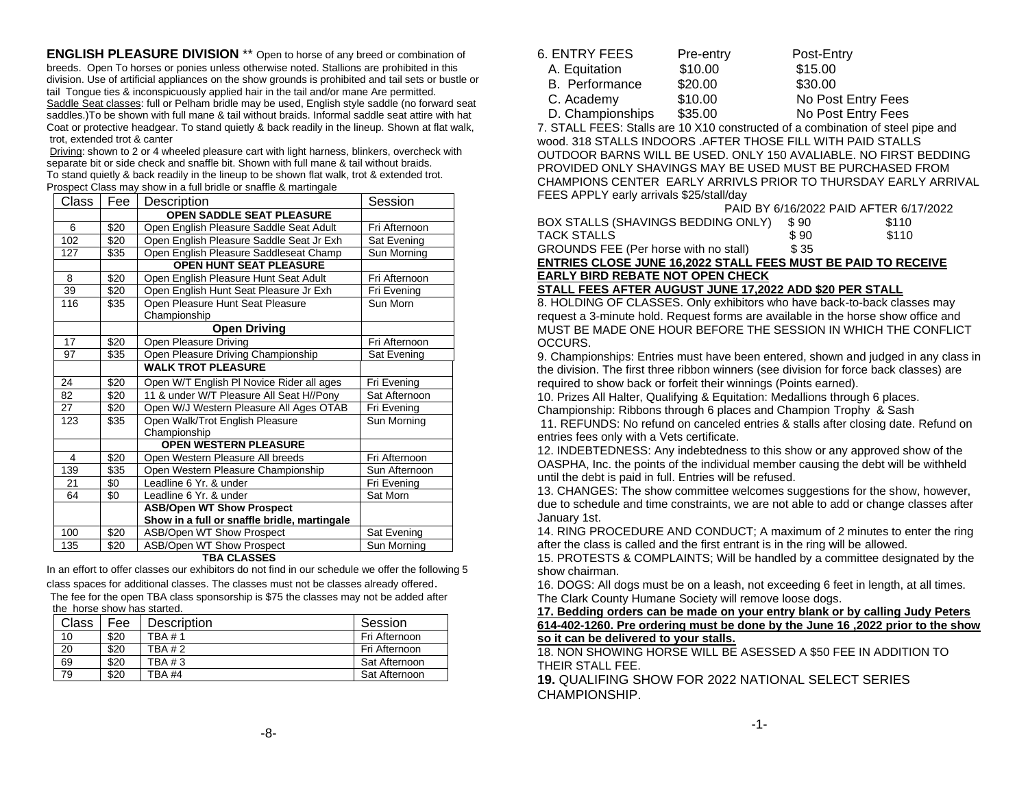**ENGLISH PLEASURE DIVISION** ** Open to horse of any breed or combination of breeds. Open To horses or ponies unless otherwise noted. Stallions are prohibited in this division. Use of artificial appliances on the show grounds is prohibited and tail sets or bustle or tail Tongue ties & inconspicuously applied hair in the tail and/or mane Are permitted.

Saddle Seat classes: full or Pelham bridle may be used, English style saddle (no forward seat saddles.)To be shown with full mane & tail without braids. Informal saddle seat attire with hat Coat or protective headgear. To stand quietly & back readily in the lineup. Shown at flat walk, trot, extended trot & canter

Driving: shown to 2 or 4 wheeled pleasure cart with light harness, blinkers, overcheck with separate bit or side check and snaffle bit. Shown with full mane & tail without braids. To stand quietly & back readily in the lineup to be shown flat walk, trot & extended trot. Prospect Class may show in a full bridle or snaffle & martingale

| Class | Fee | Description | Session |
|---|---|---|---|
| | | **OPEN SADDLE SEAT PLEASURE** | |
| 6 | $20 | Open English Pleasure Saddle Seat Adult | Fri Afternoon |
| 102 | $20 | Open English Pleasure Saddle Seat Jr Exh | Sat Evening |
| 127 | $35 | Open English Pleasure Saddleseat Champ | Sun Morning |
| | | **OPEN HUNT SEAT PLEASURE** | |
| 8 | $20 | Open English Pleasure Hunt Seat Adult | Fri Afternoon |
| 39 | $20 | Open English Hunt Seat Pleasure Jr Exh | Fri Evening |
| 116 | $35 | Open Pleasure Hunt Seat Pleasure Championship | Sun Morn |
| | | **Open Driving** | |
| 17 | $20 | Open Pleasure Driving | Fri Afternoon |
| 97 | $35 | Open Pleasure Driving Championship | Sat Evening |
| | | **WALK TROT PLEASURE** | |
| 24 | $20 | Open W/T English Pl Novice Rider all ages | Fri Evening |
| 82 | $20 | 11 & under W/T Pleasure All Seat H//Pony | Sat Afternoon |
| 27 | $20 | Open W/J Western Pleasure All Ages OTAB | Fri Evening |
| 123 | $35 | Open Walk/Trot English Pleasure Championship | Sun Morning |
| | | **OPEN WESTERN PLEASURE** | |
| 4 | $20 | Open Western Pleasure All breeds | Fri Afternoon |
| 139 | $35 | Open Western Pleasure Championship | Sun Afternoon |
| 21 | $0 | Leadline 6 Yr. & under | Fri Evening |
| 64 | $0 | Leadline 6 Yr. & under | Sat Morn |
| | | **ASB/Open WT Show Prospect Show in a full or snaffle bridle, martingale** | |
| 100 | $20 | ASB/Open WT Show Prospect | Sat Evening |
| 135 | $20 | ASB/Open WT Show Prospect | Sun Morning |

**TBA CLASSES**

In an effort to offer classes our exhibitors do not find in our schedule we offer the following 5 class spaces for additional classes. The classes must not be classes already offered. The fee for the open TBA class sponsorship is $75 the classes may not be added after the horse show has started.

| Class | Fee | Description | Session |
|---|---|---|---|
| 10 | $20 | TBA # 1 | Fri Afternoon |
| 20 | $20 | TBA # 2 | Fri Afternoon |
| 69 | $20 | TBA # 3 | Sat Afternoon |
| 79 | $20 | TBA #4 | Sat Afternoon |

6. ENTRY FEES

| | Pre-entry | Post-Entry |
|---|---|---|
| A. Equitation | $10.00 | $15.00 |
| B. Performance | $20.00 | $30.00 |
| C. Academy | $10.00 | No Post Entry Fees |
| D. Championships | $35.00 | No Post Entry Fees |

7. STALL FEES: Stalls are 10 X10 constructed of a combination of steel pipe and wood. 318 STALLS INDOORS .AFTER THOSE FILL WITH PAID STALLS OUTDOOR BARNS WILL BE USED. ONLY 150 AVALIABLE. NO FIRST BEDDING PROVIDED ONLY SHAVINGS MAY BE USED MUST BE PURCHASED FROM CHAMPIONS CENTER EARLY ARRIVLS PRIOR TO THURSDAY EARLY ARRIVAL FEES APPLY early arrivals $25/stall/day

| | PAID BY 6/16/2022 | PAID AFTER 6/17/2022 |
|---|---|---|
| BOX STALLS (SHAVINGS BEDDING ONLY) | $ 90 | $110 |
| TACK STALLS | $ 90 | $110 |
| GROUNDS FEE (Per horse with no stall) | $ 35 | |

**ENTRIES CLOSE JUNE 16,2022 STALL FEES MUST BE PAID TO RECEIVE EARLY BIRD REBATE NOT OPEN CHECK**

**STALL FEES AFTER AUGUST JUNE 17,2022 ADD $20 PER STALL**

8. HOLDING OF CLASSES. Only exhibitors who have back-to-back classes may request a 3-minute hold. Request forms are available in the horse show office and MUST BE MADE ONE HOUR BEFORE THE SESSION IN WHICH THE CONFLICT OCCURS.

9. Championships: Entries must have been entered, shown and judged in any class in the division. The first three ribbon winners (see division for force back classes) are required to show back or forfeit their winnings (Points earned).

10. Prizes All Halter, Qualifying & Equitation: Medallions through 6 places. Championship: Ribbons through 6 places and Champion Trophy & Sash

11. REFUNDS: No refund on canceled entries & stalls after closing date. Refund on entries fees only with a Vets certificate.

12. INDEBTEDNESS: Any indebtedness to this show or any approved show of the OASPHA, Inc. the points of the individual member causing the debt will be withheld until the debt is paid in full. Entries will be refused.

13. CHANGES: The show committee welcomes suggestions for the show, however, due to schedule and time constraints, we are not able to add or change classes after January 1st.

14. RING PROCEDURE AND CONDUCT; A maximum of 2 minutes to enter the ring after the class is called and the first entrant is in the ring will be allowed.

15. PROTESTS & COMPLAINTS; Will be handled by a committee designated by the show chairman.

16. DOGS: All dogs must be on a leash, not exceeding 6 feet in length, at all times. The Clark County Humane Society will remove loose dogs.

**17. Bedding orders can be made on your entry blank or by calling Judy Peters 614-402-1260. Pre ordering must be done by the June 16 ,2022 prior to the show so it can be delivered to your stalls.**

18. NON SHOWING HORSE WILL BE ASESSED A $50 FEE IN ADDITION TO THEIR STALL FEE.

**19.** QUALIFING SHOW FOR 2022 NATIONAL SELECT SERIES CHAMPIONSHIP.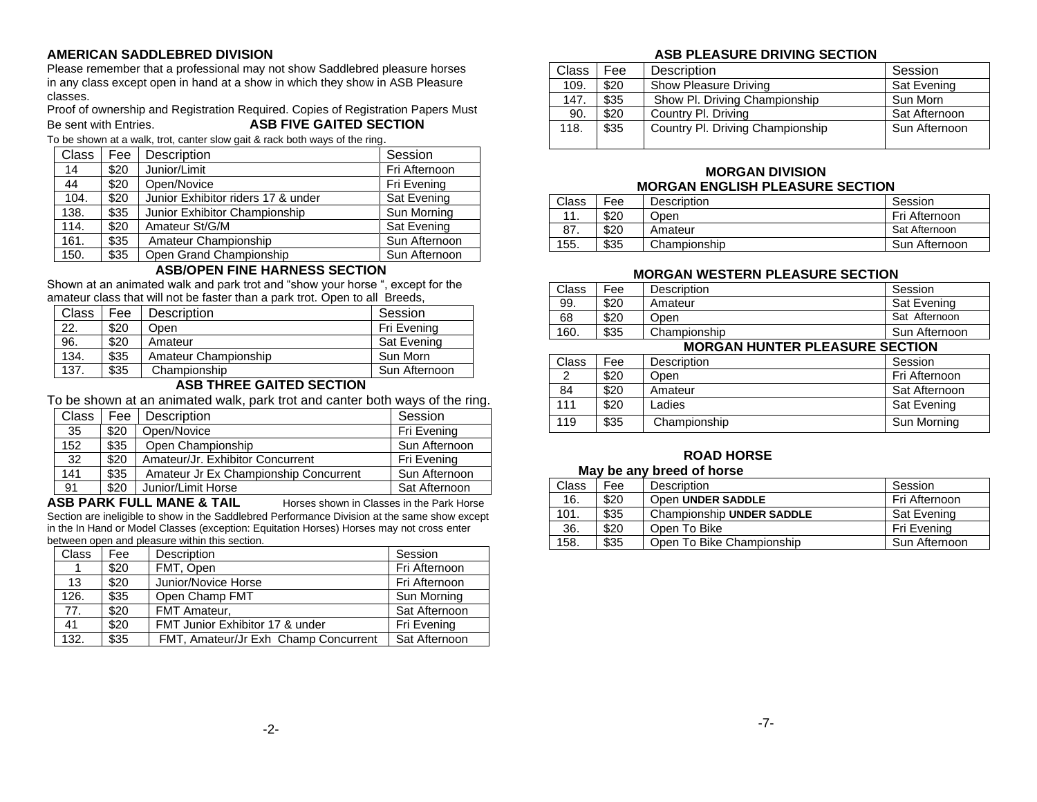## AMERICAN SADDLEBRED DIVISION

Please remember that a professional may not show Saddlebred pleasure horses in any class except open in hand at a show in which they show in ASB Pleasure classes.

Proof of ownership and Registration Required. Copies of Registration Papers Must Be sent with Entries.

### ASB FIVE GAITED SECTION

To be shown at a walk, trot, canter slow gait & rack both ways of the ring.

| Class | Fee | Description | Session |
|---|---|---|---|
| 14 | $20 | Junior/Limit | Fri Afternoon |
| 44 | $20 | Open/Novice | Fri Evening |
| 104. | $20 | Junior Exhibitor riders 17 & under | Sat Evening |
| 138. | $35 | Junior Exhibitor Championship | Sun Morning |
| 114. | $20 | Amateur St/G/M | Sat Evening |
| 161. | $35 | Amateur Championship | Sun Afternoon |
| 150. | $35 | Open Grand Championship | Sun Afternoon |

### ASB/OPEN FINE HARNESS SECTION

Shown at an animated walk and park trot and "show your horse ", except for the amateur class that will not be faster than a park trot. Open to all Breeds,

| Class | Fee | Description | Session |
|---|---|---|---|
| 22. | $20 | Open | Fri Evening |
| 96. | $20 | Amateur | Sat Evening |
| 134. | $35 | Amateur Championship | Sun Morn |
| 137. | $35 | Championship | Sun Afternoon |

### ASB THREE GAITED SECTION

To be shown at an animated walk, park trot and canter both ways of the ring.

| Class | Fee | Description | Session |
|---|---|---|---|
| 35 | $20 | Open/Novice | Fri Evening |
| 152 | $35 | Open Championship | Sun Afternoon |
| 32 | $20 | Amateur/Jr. Exhibitor Concurrent | Fri Evening |
| 141 | $35 | Amateur Jr Ex Championship Concurrent | Sun Afternoon |
| 91 | $20 | Junior/Limit Horse | Sat Afternoon |

### ASB PARK FULL MANE & TAIL

Horses shown in Classes in the Park Horse Section are ineligible to show in the Saddlebred Performance Division at the same show except in the In Hand or Model Classes (exception: Equitation Horses) Horses may not cross enter between open and pleasure within this section.

| Class | Fee | Description | Session |
|---|---|---|---|
| 1 | $20 | FMT, Open | Fri Afternoon |
| 13 | $20 | Junior/Novice Horse | Fri Afternoon |
| 126. | $35 | Open Champ FMT | Sun Morning |
| 77. | $20 | FMT Amateur, | Sat Afternoon |
| 41 | $20 | FMT Junior Exhibitor 17 & under | Fri Evening |
| 132. | $35 | FMT, Amateur/Jr Exh Champ Concurrent | Sat Afternoon |

### ASB PLEASURE DRIVING SECTION

| Class | Fee | Description | Session |
|---|---|---|---|
| 109. | $20 | Show Pleasure Driving | Sat Evening |
| 147. | $35 | Show Pl. Driving Championship | Sun Morn |
| 90. | $20 | Country Pl. Driving | Sat Afternoon |
| 118. | $35 | Country Pl. Driving Championship | Sun Afternoon |

## MORGAN DIVISION

### MORGAN ENGLISH PLEASURE SECTION

| Class | Fee | Description | Session |
|---|---|---|---|
| 11. | $20 | Open | Fri Afternoon |
| 87. | $20 | Amateur | Sat Afternoon |
| 155. | $35 | Championship | Sun Afternoon |

### MORGAN WESTERN PLEASURE SECTION

| Class | Fee | Description | Session |
|---|---|---|---|
| 99. | $20 | Amateur | Sat Evening |
| 68 | $20 | Open | Sat Afternoon |
| 160. | $35 | Championship | Sun Afternoon |

### MORGAN HUNTER PLEASURE SECTION

| Class | Fee | Description | Session |
|---|---|---|---|
| 2 | $20 | Open | Fri Afternoon |
| 84 | $20 | Amateur | Sat Afternoon |
| 111 | $20 | Ladies | Sat Evening |
| 119 | $35 | Championship | Sun Morning |

## ROAD HORSE

**May be any breed of horse**

| Class | Fee | Description | Session |
|---|---|---|---|
| 16. | $20 | Open **UNDER SADDLE** | Fri Afternoon |
| 101. | $35 | Championship **UNDER SADDLE** | Sat Evening |
| 36. | $20 | Open To Bike | Fri Evening |
| 158. | $35 | Open To Bike Championship | Sun Afternoon |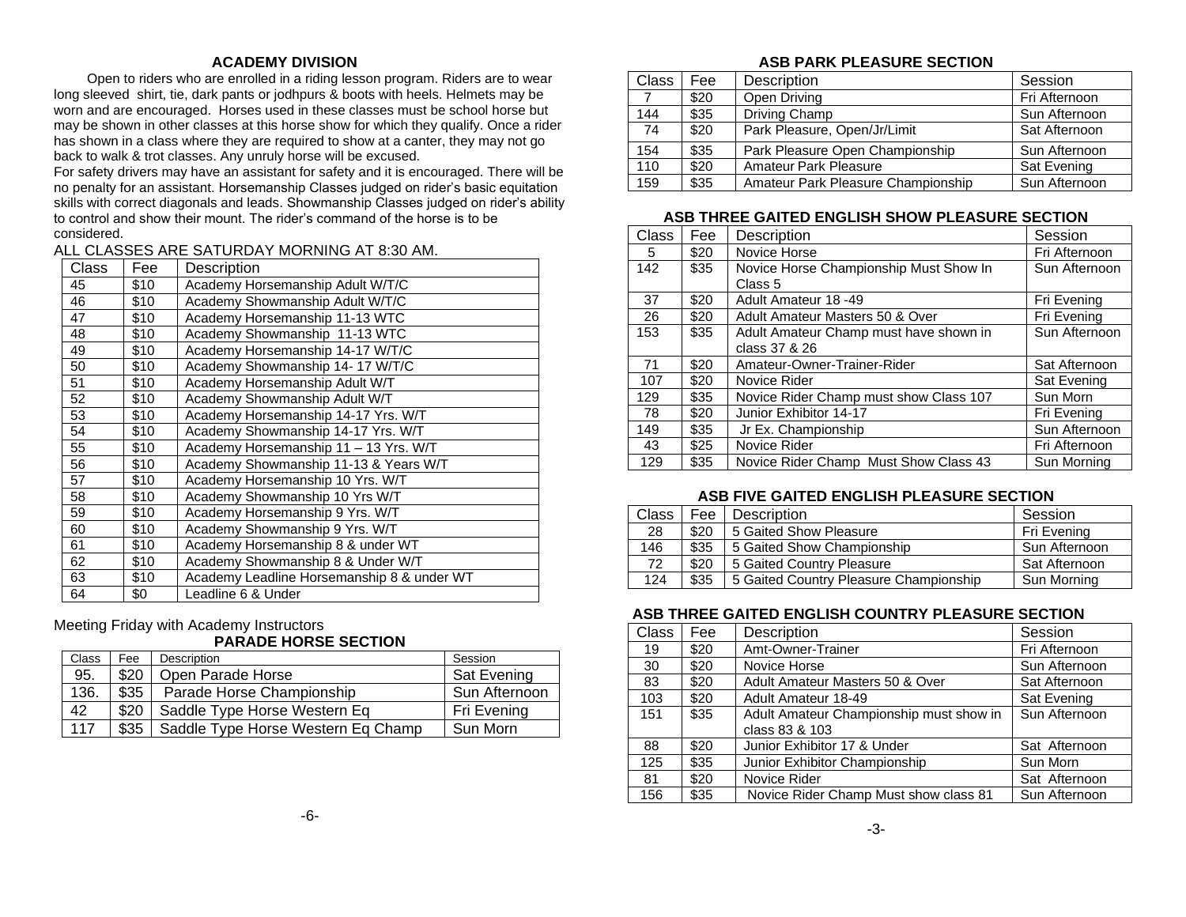## ACADEMY DIVISION

Open to riders who are enrolled in a riding lesson program. Riders are to wear long sleeved shirt, tie, dark pants or jodhpurs & boots with heels. Helmets may be worn and are encouraged. Horses used in these classes must be school horse but may be shown in other classes at this horse show for which they qualify. Once a rider has shown in a class where they are required to show at a canter, they may not go back to walk & trot classes. Any unruly horse will be excused.

For safety drivers may have an assistant for safety and it is encouraged. There will be no penalty for an assistant. Horsemanship Classes judged on rider's basic equitation skills with correct diagonals and leads. Showmanship Classes judged on rider's ability to control and show their mount. The rider's command of the horse is to be considered.

ALL CLASSES ARE SATURDAY MORNING AT 8:30 AM.

| Class | Fee | Description |
|---|---|---|
| 45 | $10 | Academy Horsemanship Adult W/T/C |
| 46 | $10 | Academy Showmanship Adult W/T/C |
| 47 | $10 | Academy Horsemanship 11-13 WTC |
| 48 | $10 | Academy Showmanship 11-13 WTC |
| 49 | $10 | Academy Horsemanship 14-17 W/T/C |
| 50 | $10 | Academy Showmanship 14- 17 W/T/C |
| 51 | $10 | Academy Horsemanship Adult W/T |
| 52 | $10 | Academy Showmanship Adult W/T |
| 53 | $10 | Academy Horsemanship 14-17 Yrs. W/T |
| 54 | $10 | Academy Showmanship 14-17 Yrs. W/T |
| 55 | $10 | Academy Horsemanship 11 – 13 Yrs. W/T |
| 56 | $10 | Academy Showmanship 11-13 & Years W/T |
| 57 | $10 | Academy Horsemanship 10 Yrs. W/T |
| 58 | $10 | Academy Showmanship 10 Yrs W/T |
| 59 | $10 | Academy Horsemanship 9 Yrs. W/T |
| 60 | $10 | Academy Showmanship 9 Yrs. W/T |
| 61 | $10 | Academy Horsemanship 8 & under WT |
| 62 | $10 | Academy Showmanship 8 & Under W/T |
| 63 | $10 | Academy Leadline Horsemanship 8 & under WT |
| 64 | $0 | Leadline 6 & Under |

Meeting Friday with Academy Instructors

## PARADE HORSE SECTION

| Class | Fee | Description | Session |
|---|---|---|---|
| 95. | $20 | Open Parade Horse | Sat Evening |
| 136. | $35 | Parade Horse Championship | Sun Afternoon |
| 42 | $20 | Saddle Type Horse Western Eq | Fri Evening |
| 117 | $35 | Saddle Type Horse Western Eq Champ | Sun Morn |

## ASB PARK PLEASURE SECTION

| Class | Fee | Description | Session |
|---|---|---|---|
| 7 | $20 | Open Driving | Fri Afternoon |
| 144 | $35 | Driving Champ | Sun Afternoon |
| 74 | $20 | Park Pleasure, Open/Jr/Limit | Sat Afternoon |
| 154 | $35 | Park Pleasure Open Championship | Sun Afternoon |
| 110 | $20 | Amateur Park Pleasure | Sat Evening |
| 159 | $35 | Amateur Park Pleasure Championship | Sun Afternoon |

## ASB THREE GAITED ENGLISH SHOW PLEASURE SECTION

| Class | Fee | Description | Session |
|---|---|---|---|
| 5 | $20 | Novice Horse | Fri Afternoon |
| 142 | $35 | Novice Horse Championship Must Show In Class 5 | Sun Afternoon |
| 37 | $20 | Adult Amateur 18 -49 | Fri Evening |
| 26 | $20 | Adult Amateur Masters 50 & Over | Fri Evening |
| 153 | $35 | Adult Amateur Champ must have shown in class 37 & 26 | Sun Afternoon |
| 71 | $20 | Amateur-Owner-Trainer-Rider | Sat Afternoon |
| 107 | $20 | Novice Rider | Sat Evening |
| 129 | $35 | Novice Rider Champ must show Class 107 | Sun Morn |
| 78 | $20 | Junior Exhibitor 14-17 | Fri Evening |
| 149 | $35 | Jr Ex. Championship | Sun Afternoon |
| 43 | $25 | Novice Rider | Fri Afternoon |
| 129 | $35 | Novice Rider Champ Must Show Class 43 | Sun Morning |

## ASB FIVE GAITED ENGLISH PLEASURE SECTION

| Class | Fee | Description | Session |
|---|---|---|---|
| 28 | $20 | 5 Gaited Show Pleasure | Fri Evening |
| 146 | $35 | 5 Gaited Show Championship | Sun Afternoon |
| 72 | $20 | 5 Gaited Country Pleasure | Sat Afternoon |
| 124 | $35 | 5 Gaited Country Pleasure Championship | Sun Morning |

## ASB THREE GAITED ENGLISH COUNTRY PLEASURE SECTION

| Class | Fee | Description | Session |
|---|---|---|---|
| 19 | $20 | Amt-Owner-Trainer | Fri Afternoon |
| 30 | $20 | Novice Horse | Sun Afternoon |
| 83 | $20 | Adult Amateur Masters 50 & Over | Sat Afternoon |
| 103 | $20 | Adult Amateur 18-49 | Sat Evening |
| 151 | $35 | Adult Amateur Championship must show in class 83 & 103 | Sun Afternoon |
| 88 | $20 | Junior Exhibitor 17 & Under | Sat Afternoon |
| 125 | $35 | Junior Exhibitor Championship | Sun Morn |
| 81 | $20 | Novice Rider | Sat Afternoon |
| 156 | $35 | Novice Rider Champ Must show class 81 | Sun Afternoon |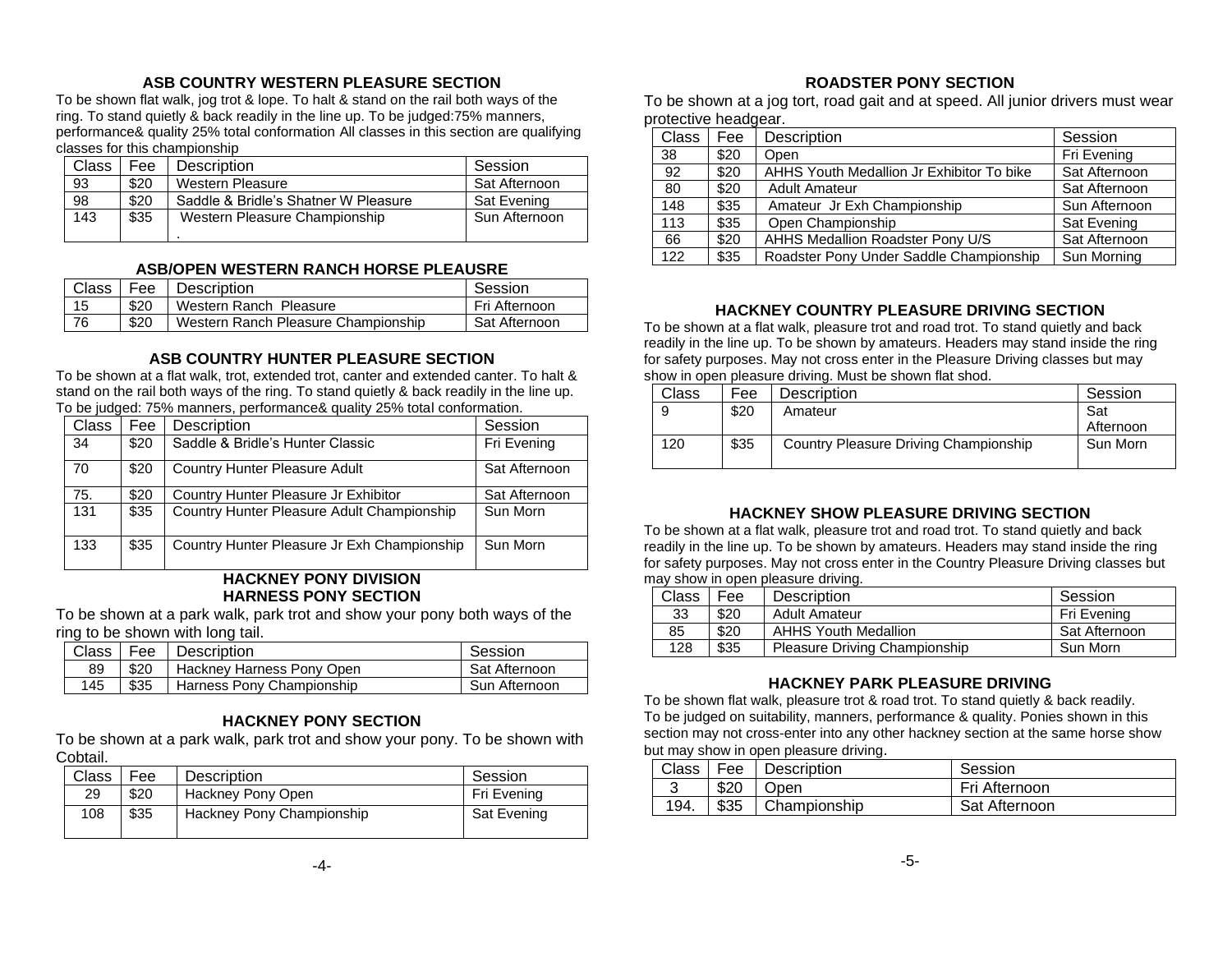## ASB COUNTRY WESTERN PLEASURE SECTION

To be shown flat walk, jog trot & lope. To halt & stand on the rail both ways of the ring. To stand quietly & back readily in the line up. To be judged:75% manners, performance& quality 25% total conformation All classes in this section are qualifying classes for this championship

| Class | Fee | Description | Session |
|---|---|---|---|
| 93 | $20 | Western Pleasure | Sat Afternoon |
| 98 | $20 | Saddle & Bridle's Shatner W Pleasure | Sat Evening |
| 143 | $35 | Western Pleasure Championship . | Sun Afternoon |

## ASB/OPEN WESTERN RANCH HORSE PLEAUSRE

| Class | Fee | Description | Session |
|---|---|---|---|
| 15 | $20 | Western Ranch Pleasure | Fri Afternoon |
| 76 | $20 | Western Ranch Pleasure Championship | Sat Afternoon |

## ASB COUNTRY HUNTER PLEASURE SECTION

To be shown at a flat walk, trot, extended trot, canter and extended canter. To halt & stand on the rail both ways of the ring. To stand quietly & back readily in the line up. To be judged: 75% manners, performance& quality 25% total conformation.

| Class | Fee | Description | Session |
|---|---|---|---|
| 34 | $20 | Saddle & Bridle's Hunter Classic | Fri Evening |
| 70 | $20 | Country Hunter Pleasure Adult | Sat Afternoon |
| 75. | $20 | Country Hunter Pleasure Jr Exhibitor | Sat Afternoon |
| 131 | $35 | Country Hunter Pleasure Adult Championship | Sun Morn |
| 133 | $35 | Country Hunter Pleasure Jr Exh Championship | Sun Morn |

## HACKNEY PONY DIVISION
## HARNESS PONY SECTION

To be shown at a park walk, park trot and show your pony both ways of the ring to be shown with long tail.

| Class | Fee | Description | Session |
|---|---|---|---|
| 89 | $20 | Hackney Harness Pony Open | Sat Afternoon |
| 145 | $35 | Harness Pony Championship | Sun Afternoon |

## HACKNEY PONY SECTION

To be shown at a park walk, park trot and show your pony. To be shown with Cobtail.

| Class | Fee | Description | Session |
|---|---|---|---|
| 29 | $20 | Hackney Pony Open | Fri Evening |
| 108 | $35 | Hackney Pony Championship | Sat Evening |

## ROADSTER PONY SECTION

To be shown at a jog tort, road gait and at speed. All junior drivers must wear protective headgear.

| Class | Fee | Description | Session |
|---|---|---|---|
| 38 | $20 | Open | Fri Evening |
| 92 | $20 | AHHS Youth Medallion Jr Exhibitor To bike | Sat Afternoon |
| 80 | $20 | Adult Amateur | Sat Afternoon |
| 148 | $35 | Amateur Jr Exh Championship | Sun Afternoon |
| 113 | $35 | Open Championship | Sat Evening |
| 66 | $20 | AHHS Medallion Roadster Pony U/S | Sat Afternoon |
| 122 | $35 | Roadster Pony Under Saddle Championship | Sun Morning |

## HACKNEY COUNTRY PLEASURE DRIVING SECTION

To be shown at a flat walk, pleasure trot and road trot. To stand quietly and back readily in the line up. To be shown by amateurs. Headers may stand inside the ring for safety purposes. May not cross enter in the Pleasure Driving classes but may show in open pleasure driving. Must be shown flat shod.

| Class | Fee | Description | Session |
|---|---|---|---|
| 9 | $20 | Amateur | Sat Afternoon |
| 120 | $35 | Country Pleasure Driving Championship | Sun Morn |

## HACKNEY SHOW PLEASURE DRIVING SECTION

To be shown at a flat walk, pleasure trot and road trot. To stand quietly and back readily in the line up. To be shown by amateurs. Headers may stand inside the ring for safety purposes. May not cross enter in the Country Pleasure Driving classes but may show in open pleasure driving.

| Class | Fee | Description | Session |
|---|---|---|---|
| 33 | $20 | Adult Amateur | Fri Evening |
| 85 | $20 | AHHS Youth Medallion | Sat Afternoon |
| 128 | $35 | Pleasure Driving Championship | Sun Morn |

## HACKNEY PARK PLEASURE DRIVING

To be shown flat walk, pleasure trot & road trot. To stand quietly & back readily. To be judged on suitability, manners, performance & quality. Ponies shown in this section may not cross-enter into any other hackney section at the same horse show but may show in open pleasure driving.

| Class | Fee | Description | Session |
|---|---|---|---|
| 3 | $20 | Open | Fri Afternoon |
| 194. | $35 | Championship | Sat Afternoon |